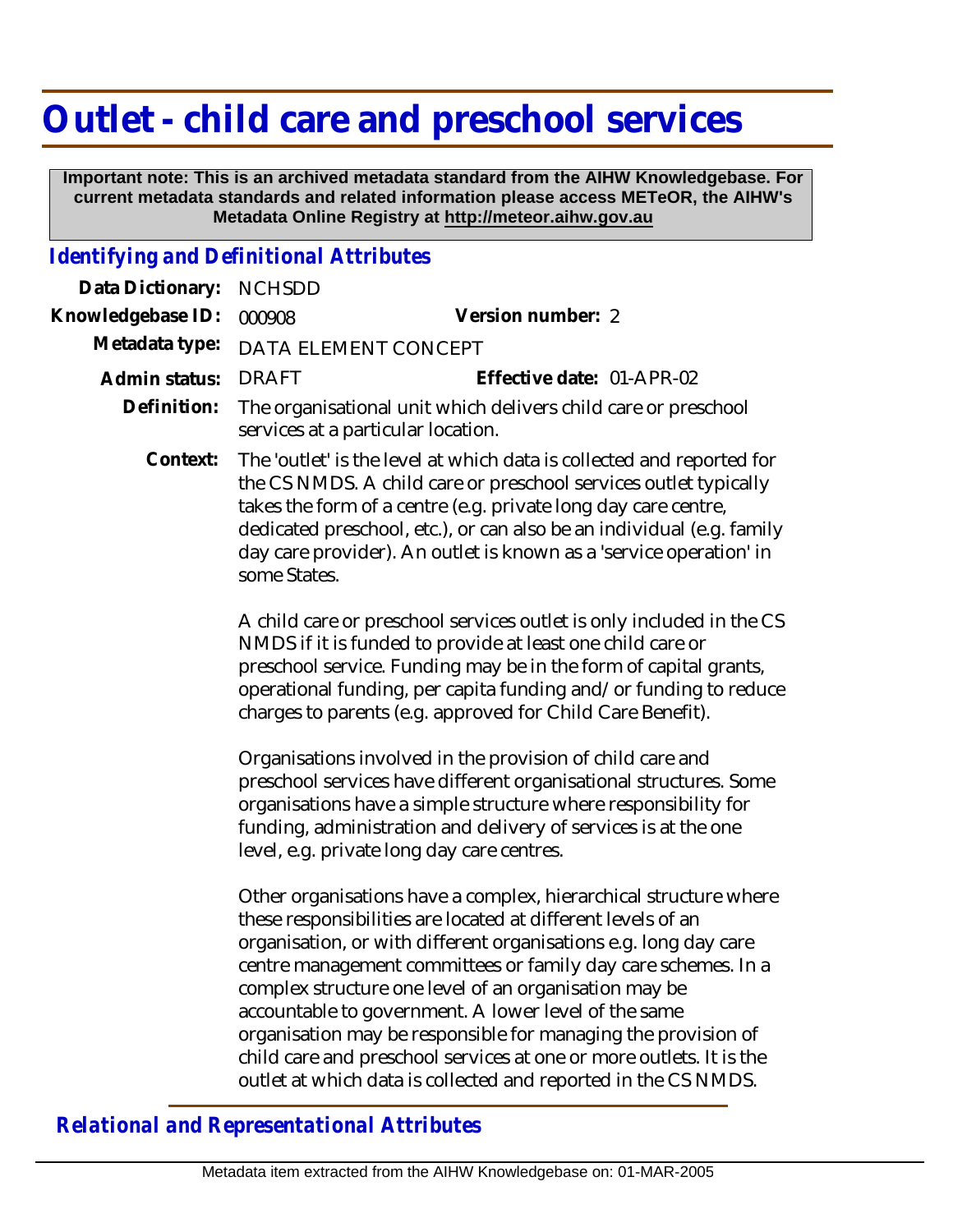# Outlet - child care and preschool services

**Important note: This is an archived metadata standard from the AIHW Knowledgebase. For current metadata standards and related information please access METeOR, the AIHW's Metadata Online Registry at http://meteor.aihw.gov.au**

## *Identifying and Definitional Attributes*

**Data Dictionary:** NCHSDD

**Knowledgebase ID:** 000908

**Version number:** 2

**Metadata type:** DATA ELEMENT CONCEPT

**Admin status:** DRAFT

**Effective date:** 01-APR-02

**Definition:** The organisational unit which delivers child care or preschool services at a particular location.

**Context:** The 'outlet' is the level at which data is collected and reported for the CS NMDS. A child care or preschool services outlet typically takes the form of a centre (e.g. private long day care centre, dedicated preschool, etc.), or can also be an individual (e.g. family day care provider). An outlet is known as a 'service operation' in some States.

A child care or preschool services outlet is only included in the CS NMDS if it is funded to provide at least one child care or preschool service. Funding may be in the form of capital grants, operational funding, per capita funding and/or funding to reduce charges to parents (e.g. approved for Child Care Benefit).

Organisations involved in the provision of child care and preschool services have different organisational structures. Some organisations have a simple structure where responsibility for funding, administration and delivery of services is at the one level, e.g. private long day care centres.

Other organisations have a complex, hierarchical structure where these responsibilities are located at different levels of an organisation, or with different organisations e.g. long day care centre management committees or family day care schemes. In a complex structure one level of an organisation may be accountable to government. A lower level of the same organisation may be responsible for managing the provision of child care and preschool services at one or more outlets. It is the outlet at which data is collected and reported in the CS NMDS.

## *Relational and Representational Attributes*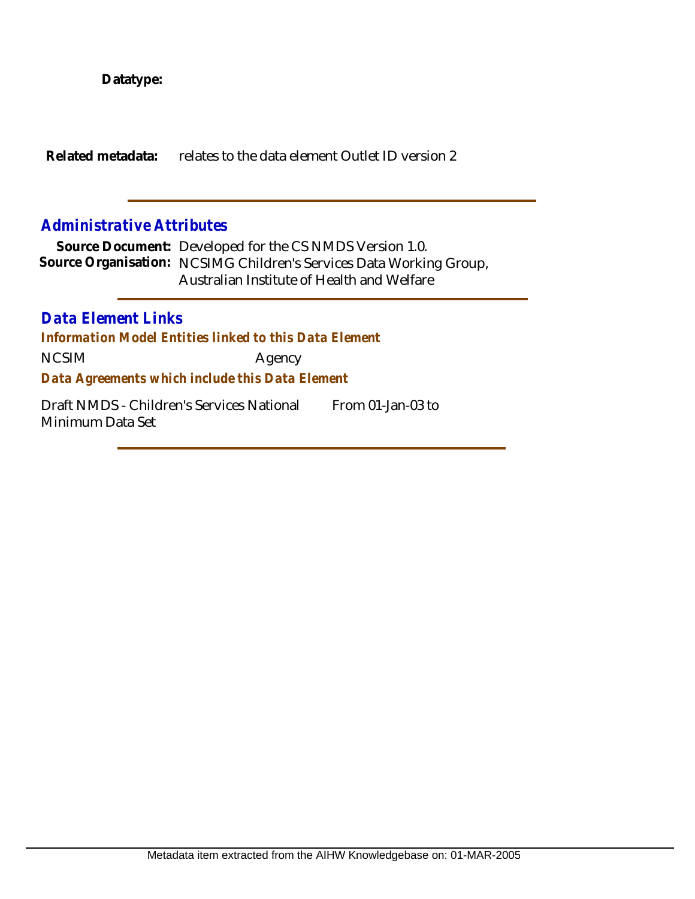**Datatype:**

**Related metadata:** relates to the data element Outlet ID version 2

## Administrative Attributes

**Source Document:** Developed for the CS NMDS Version 1.0.

**Source Organisation:** NCSIMG Children's Services Data Working Group, Australian Institute of Health and Welfare

## Data Element Links

### Information Model Entities linked to this Data Element

| | |
|---|---|
| NCSIM | Agency |

### Data Agreements which include this Data Element

| | |
|---|---|
| Draft NMDS - Children's Services National Minimum Data Set | From 01-Jan-03 to |

Metadata item extracted from the AIHW Knowledgebase on: 01-MAR-2005